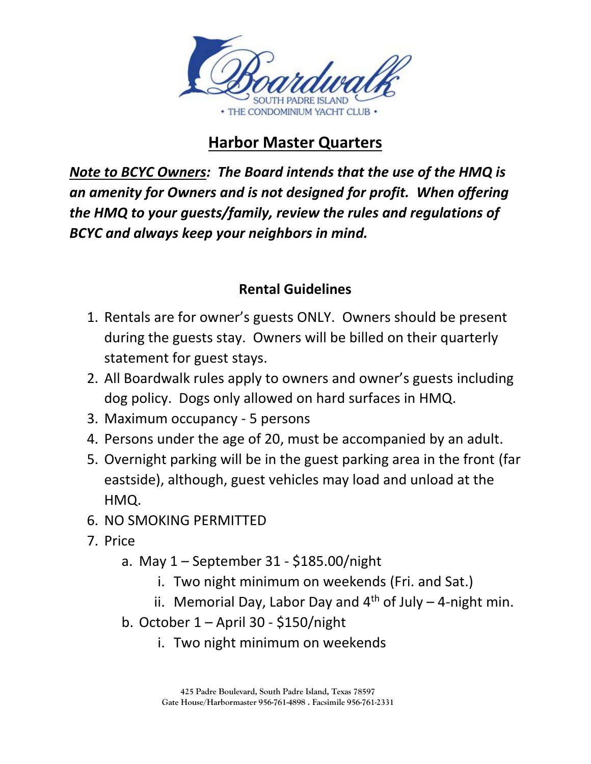Boardwalk

SOUTH PADRE ISLAND

• THE CONDOMINIUM YACHT CLUB •

# Harbor Master Quarters

***Note to BCYC Owners**: The Board intends that the use of the HMQ is an amenity for Owners and is not designed for profit. When offering the HMQ to your guests/family, review the rules and regulations of BCYC and always keep your neighbors in mind.*

## Rental Guidelines

1. Rentals are for owner's guests ONLY. Owners should be present during the guests stay. Owners will be billed on their quarterly statement for guest stays.
2. All Boardwalk rules apply to owners and owner's guests including dog policy. Dogs only allowed on hard surfaces in HMQ.
3. Maximum occupancy - 5 persons
4. Persons under the age of 20, must be accompanied by an adult.
5. Overnight parking will be in the guest parking area in the front (far eastside), although, guest vehicles may load and unload at the HMQ.
6. NO SMOKING PERMITTED
7. Price
    a. May 1 – September 31 - $185.00/night
        i. Two night minimum on weekends (Fri. and Sat.)
        ii. Memorial Day, Labor Day and 4th of July – 4-night min.
    b. October 1 – April 30 - $150/night
        i. Two night minimum on weekends

425 Padre Boulevard, South Padre Island, Texas 78597
Gate House/Harbormaster 956-761-4898 . Facsimile 956-761-2331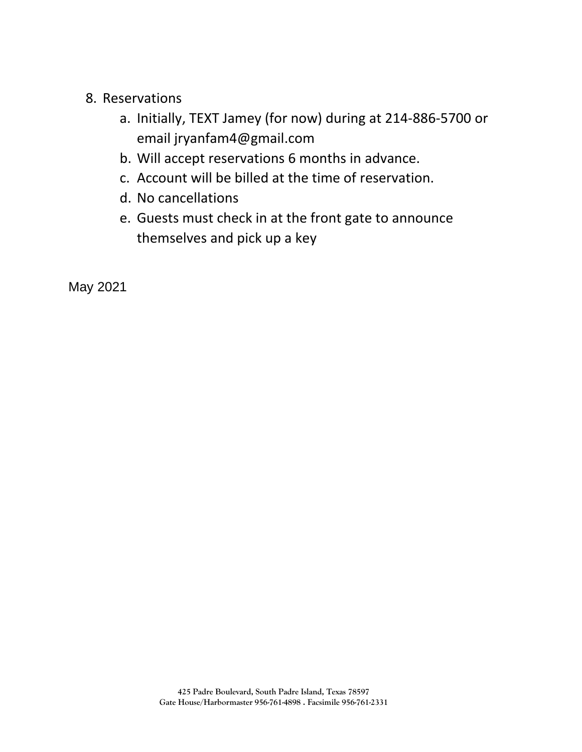8. Reservations
    a. Initially, TEXT Jamey (for now) during at 214-886-5700 or email jryanfam4@gmail.com
    b. Will accept reservations 6 months in advance.
    c. Account will be billed at the time of reservation.
    d. No cancellations
    e. Guests must check in at the front gate to announce themselves and pick up a key

May 2021

425 Padre Boulevard, South Padre Island, Texas 78597
Gate House/Harbormaster 956-761-4898 . Facsimile 956-761-2331